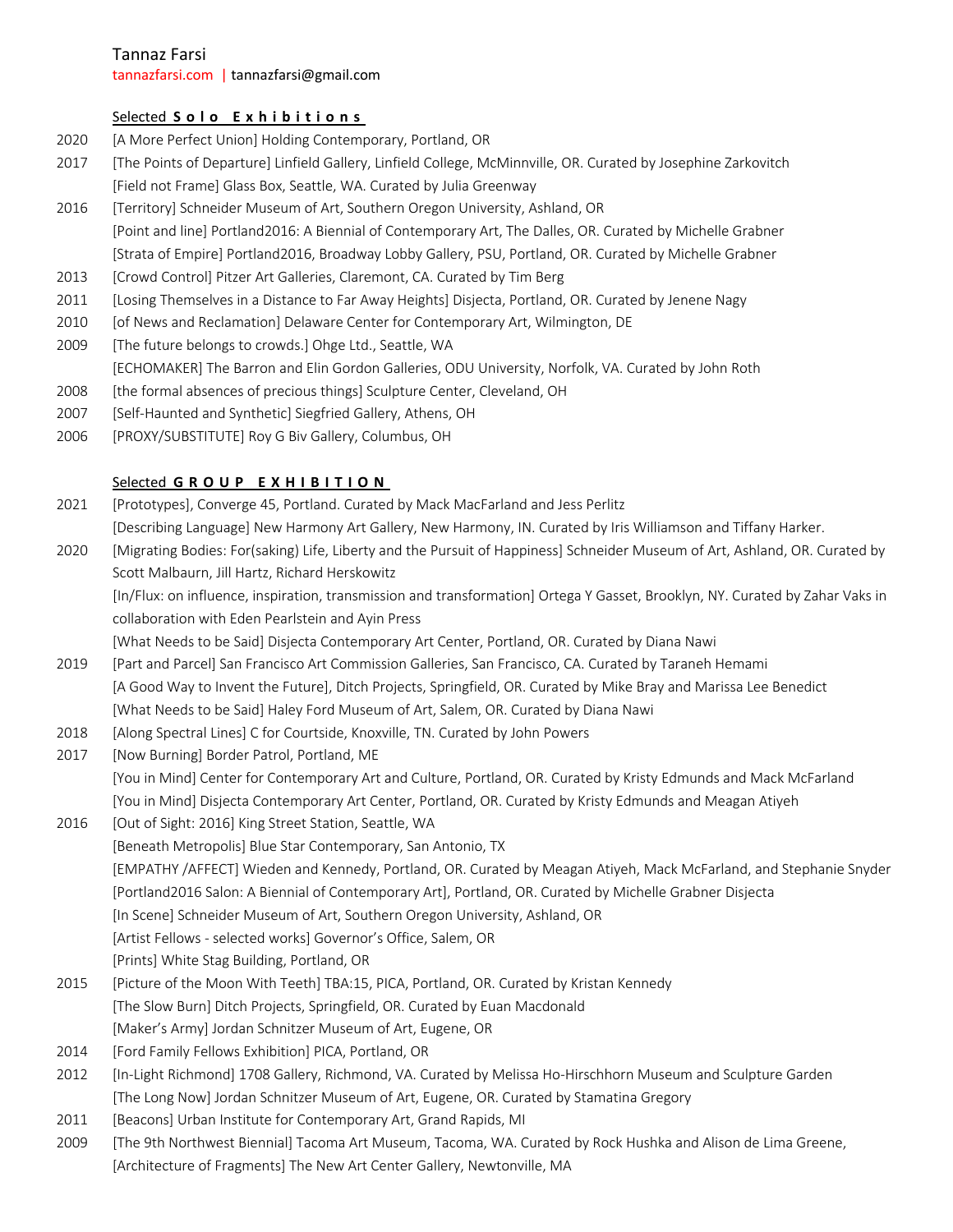# Tannaz Farsi

tannazfarsi.com | tannazfarsi@gmail.com

## Selected **S o l o  E x h i b i t i o n s**

2020 [A More Perfect Union] Holding Contemporary, Portland, OR

2017 [The Points of Departure] Linfield Gallery, Linfield College, McMinnville, OR. Curated by Josephine Zarkovitch

[Field not Frame] Glass Box, Seattle, WA. Curated by Julia Greenway

2016 [Territory] Schneider Museum of Art, Southern Oregon University, Ashland, OR

[Point and line] Portland2016: A Biennial of Contemporary Art, The Dalles, OR. Curated by Michelle Grabner

[Strata of Empire] Portland2016, Broadway Lobby Gallery, PSU, Portland, OR. Curated by Michelle Grabner

2013 [Crowd Control] Pitzer Art Galleries, Claremont, CA. Curated by Tim Berg

2011 [Losing Themselves in a Distance to Far Away Heights] Disjecta, Portland, OR. Curated by Jenene Nagy

2010 [of News and Reclamation] Delaware Center for Contemporary Art, Wilmington, DE

2009 [The future belongs to crowds.] Ohge Ltd., Seattle, WA

[ECHOMAKER] The Barron and Elin Gordon Galleries, ODU University, Norfolk, VA. Curated by John Roth

2008 [the formal absences of precious things] Sculpture Center, Cleveland, OH

2007 [Self-Haunted and Synthetic] Siegfried Gallery, Athens, OH

2006 [PROXY/SUBSTITUTE] Roy G Biv Gallery, Columbus, OH

## Selected **G R O U P  E X H I B I T I O N**

2021 [Prototypes], Converge 45, Portland. Curated by Mack MacFarland and Jess Perlitz

[Describing Language] New Harmony Art Gallery, New Harmony, IN. Curated by Iris Williamson and Tiffany Harker.

2020 [Migrating Bodies: For(saking) Life, Liberty and the Pursuit of Happiness] Schneider Museum of Art, Ashland, OR. Curated by Scott Malbaurn, Jill Hartz, Richard Herskowitz

[In/Flux: on influence, inspiration, transmission and transformation] Ortega Y Gasset, Brooklyn, NY. Curated by Zahar Vaks in collaboration with Eden Pearlstein and Ayin Press

[What Needs to be Said] Disjecta Contemporary Art Center, Portland, OR. Curated by Diana Nawi

2019 [Part and Parcel] San Francisco Art Commission Galleries, San Francisco, CA. Curated by Taraneh Hemami

[A Good Way to Invent the Future], Ditch Projects, Springfield, OR. Curated by Mike Bray and Marissa Lee Benedict

[What Needs to be Said] Haley Ford Museum of Art, Salem, OR. Curated by Diana Nawi

2018 [Along Spectral Lines] C for Courtside, Knoxville, TN. Curated by John Powers

2017 [Now Burning] Border Patrol, Portland, ME

[You in Mind] Center for Contemporary Art and Culture, Portland, OR. Curated by Kristy Edmunds and Mack McFarland

[You in Mind] Disjecta Contemporary Art Center, Portland, OR. Curated by Kristy Edmunds and Meagan Atiyeh

2016 [Out of Sight: 2016] King Street Station, Seattle, WA

[Beneath Metropolis] Blue Star Contemporary, San Antonio, TX

[EMPATHY /AFFECT] Wieden and Kennedy, Portland, OR. Curated by Meagan Atiyeh, Mack McFarland, and Stephanie Snyder

[Portland2016 Salon: A Biennial of Contemporary Art], Portland, OR. Curated by Michelle Grabner Disjecta

[In Scene] Schneider Museum of Art, Southern Oregon University, Ashland, OR

[Artist Fellows - selected works] Governor's Office, Salem, OR

[Prints] White Stag Building, Portland, OR

2015 [Picture of the Moon With Teeth] TBA:15, PICA, Portland, OR. Curated by Kristan Kennedy

[The Slow Burn] Ditch Projects, Springfield, OR. Curated by Euan Macdonald

[Maker's Army] Jordan Schnitzer Museum of Art, Eugene, OR

2014 [Ford Family Fellows Exhibition] PICA, Portland, OR

2012 [In-Light Richmond] 1708 Gallery, Richmond, VA. Curated by Melissa Ho-Hirschhorn Museum and Sculpture Garden

[The Long Now] Jordan Schnitzer Museum of Art, Eugene, OR. Curated by Stamatina Gregory

2011 [Beacons] Urban Institute for Contemporary Art, Grand Rapids, MI

2009 [The 9th Northwest Biennial] Tacoma Art Museum, Tacoma, WA. Curated by Rock Hushka and Alison de Lima Greene,

[Architecture of Fragments] The New Art Center Gallery, Newtonville, MA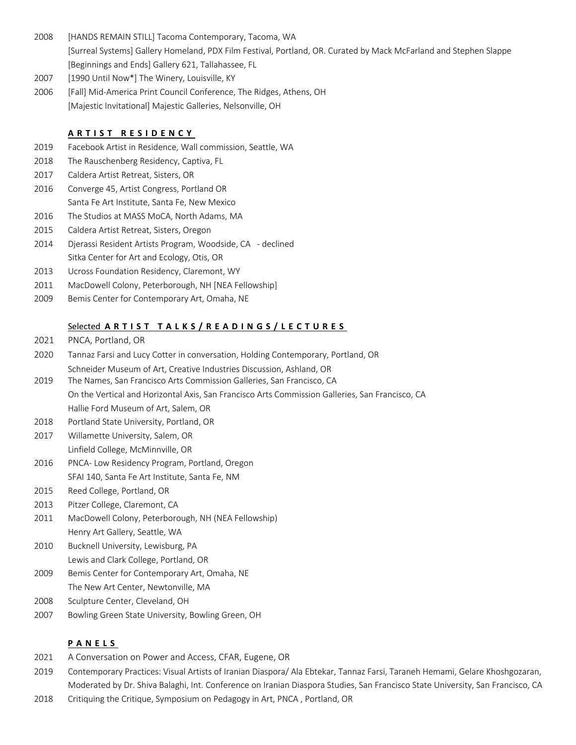2008 [HANDS REMAIN STILL] Tacoma Contemporary, Tacoma, WA
[Surreal Systems] Gallery Homeland, PDX Film Festival, Portland, OR. Curated by Mack McFarland and Stephen Slappe
[Beginnings and Ends] Gallery 621, Tallahassee, FL

2007 [1990 Until Now*] The Winery, Louisville, KY

2006 [Fall] Mid-America Print Council Conference, The Ridges, Athens, OH
[Majestic Invitational] Majestic Galleries, Nelsonville, OH

## ARTIST RESIDENCY

2019 Facebook Artist in Residence, Wall commission, Seattle, WA

2018 The Rauschenberg Residency, Captiva, FL

2017 Caldera Artist Retreat, Sisters, OR

2016 Converge 45, Artist Congress, Portland OR
Santa Fe Art Institute, Santa Fe, New Mexico

2016 The Studios at MASS MoCA, North Adams, MA

2015 Caldera Artist Retreat, Sisters, Oregon

2014 Djerassi Resident Artists Program, Woodside, CA - declined
Sitka Center for Art and Ecology, Otis, OR

2013 Ucross Foundation Residency, Claremont, WY

2011 MacDowell Colony, Peterborough, NH [NEA Fellowship]

2009 Bemis Center for Contemporary Art, Omaha, NE

## Selected ARTIST TALKS / READINGS / LECTURES

2021 PNCA, Portland, OR

2020 Tannaz Farsi and Lucy Cotter in conversation, Holding Contemporary, Portland, OR
Schneider Museum of Art, Creative Industries Discussion, Ashland, OR

2019 The Names, San Francisco Arts Commission Galleries, San Francisco, CA
On the Vertical and Horizontal Axis, San Francisco Arts Commission Galleries, San Francisco, CA
Hallie Ford Museum of Art, Salem, OR

2018 Portland State University, Portland, OR

2017 Willamette University, Salem, OR
Linfield College, McMinnville, OR

2016 PNCA- Low Residency Program, Portland, Oregon
SFAI 140, Santa Fe Art Institute, Santa Fe, NM

2015 Reed College, Portland, OR

2013 Pitzer College, Claremont, CA

2011 MacDowell Colony, Peterborough, NH (NEA Fellowship)
Henry Art Gallery, Seattle, WA

2010 Bucknell University, Lewisburg, PA
Lewis and Clark College, Portland, OR

2009 Bemis Center for Contemporary Art, Omaha, NE
The New Art Center, Newtonville, MA

2008 Sculpture Center, Cleveland, OH

2007 Bowling Green State University, Bowling Green, OH

## PANELS

2021 A Conversation on Power and Access, CFAR, Eugene, OR

2019 Contemporary Practices: Visual Artists of Iranian Diaspora/ Ala Ebtekar, Tannaz Farsi, Taraneh Hemami, Gelare Khoshgozaran, Moderated by Dr. Shiva Balaghi, Int. Conference on Iranian Diaspora Studies, San Francisco State University, San Francisco, CA

2018 Critiquing the Critique, Symposium on Pedagogy in Art, PNCA , Portland, OR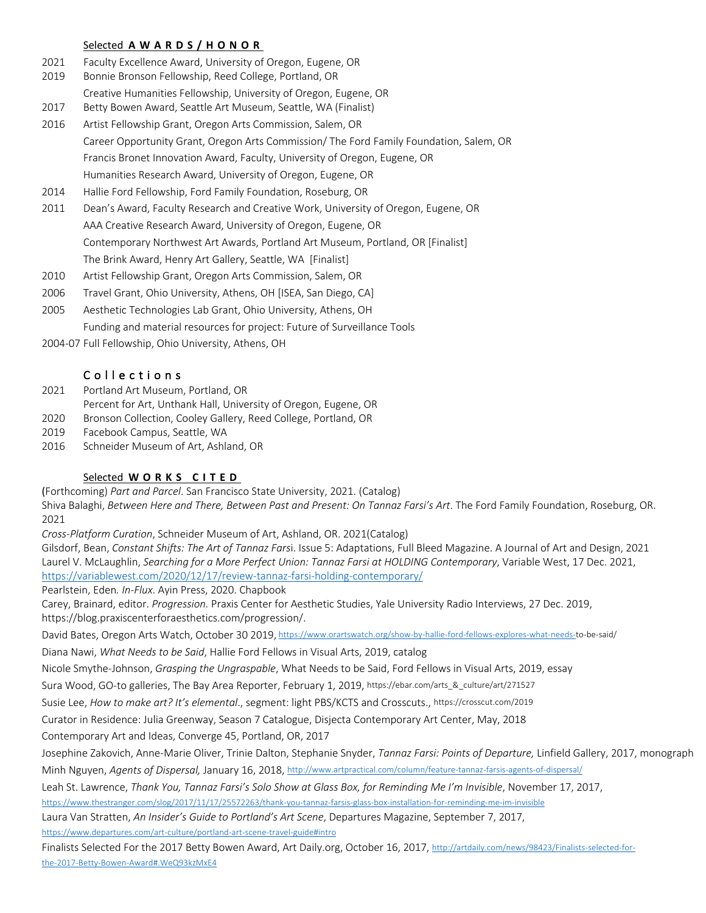### Selected **A W A R D S / H O N O R**

2021 Faculty Excellence Award, University of Oregon, Eugene, OR
2019 Bonnie Bronson Fellowship, Reed College, Portland, OR
Creative Humanities Fellowship, University of Oregon, Eugene, OR
2017 Betty Bowen Award, Seattle Art Museum, Seattle, WA (Finalist)
2016 Artist Fellowship Grant, Oregon Arts Commission, Salem, OR
Career Opportunity Grant, Oregon Arts Commission/ The Ford Family Foundation, Salem, OR
Francis Bronet Innovation Award, Faculty, University of Oregon, Eugene, OR
Humanities Research Award, University of Oregon, Eugene, OR
2014 Hallie Ford Fellowship, Ford Family Foundation, Roseburg, OR
2011 Dean's Award, Faculty Research and Creative Work, University of Oregon, Eugene, OR
AAA Creative Research Award, University of Oregon, Eugene, OR
Contemporary Northwest Art Awards, Portland Art Museum, Portland, OR [Finalist]
The Brink Award, Henry Art Gallery, Seattle, WA [Finalist]
2010 Artist Fellowship Grant, Oregon Arts Commission, Salem, OR
2006 Travel Grant, Ohio University, Athens, OH [ISEA, San Diego, CA]
2005 Aesthetic Technologies Lab Grant, Ohio University, Athens, OH
Funding and material resources for project: Future of Surveillance Tools
2004-07 Full Fellowship, Ohio University, Athens, OH

### C o l l e c t i o n s

2021 Portland Art Museum, Portland, OR
Percent for Art, Unthank Hall, University of Oregon, Eugene, OR
2020 Bronson Collection, Cooley Gallery, Reed College, Portland, OR
2019 Facebook Campus, Seattle, WA
2016 Schneider Museum of Art, Ashland, OR

### Selected **W O R K S C I T E D**

(Forthcoming) *Part and Parcel*. San Francisco State University, 2021. (Catalog)
Shiva Balaghi, *Between Here and There, Between Past and Present: On Tannaz Farsi's Art*. The Ford Family Foundation, Roseburg, OR. 2021
*Cross-Platform Curation*, Schneider Museum of Art, Ashland, OR. 2021(Catalog)
Gilsdorf, Bean, *Constant Shifts: The Art of Tannaz Farsi*. Issue 5: Adaptations, Full Bleed Magazine. A Journal of Art and Design, 2021
Laurel V. McLaughlin, *Searching for a More Perfect Union: Tannaz Farsi at HOLDING Contemporary*, Variable West, 17 Dec. 2021, https://variablewest.com/2020/12/17/review-tannaz-farsi-holding-contemporary/
Pearlstein, Eden. *In-Flux*. Ayin Press, 2020. Chapbook
Carey, Brainard, editor. *Progression.* Praxis Center for Aesthetic Studies, Yale University Radio Interviews, 27 Dec. 2019, https://blog.praxiscenterforaesthetics.com/progression/.
David Bates, Oregon Arts Watch, October 30 2019, https://www.orartswatch.org/show-by-hallie-ford-fellows-explores-what-needs-to-be-said/
Diana Nawi, *What Needs to be Said*, Hallie Ford Fellows in Visual Arts, 2019, catalog
Nicole Smythe-Johnson, *Grasping the Ungraspable*, What Needs to be Said, Ford Fellows in Visual Arts, 2019, essay
Sura Wood, GO-to galleries, The Bay Area Reporter, February 1, 2019, https://ebar.com/arts_&_culture/art/271527
Susie Lee, *How to make art? It's elemental*., segment: light PBS/KCTS and Crosscuts., https://crosscut.com/2019
Curator in Residence: Julia Greenway, Season 7 Catalogue, Disjecta Contemporary Art Center, May, 2018
Contemporary Art and Ideas, Converge 45, Portland, OR, 2017
Josephine Zakovich, Anne-Marie Oliver, Trinie Dalton, Stephanie Snyder, *Tannaz Farsi: Points of Departure,* Linfield Gallery, 2017, monograph
Minh Nguyen, *Agents of Dispersal,* January 16, 2018, http://www.artpractical.com/column/feature-tannaz-farsis-agents-of-dispersal/
Leah St. Lawrence, *Thank You, Tannaz Farsi's Solo Show at Glass Box, for Reminding Me I'm Invisible*, November 17, 2017, https://www.thestranger.com/slog/2017/11/17/25572263/thank-you-tannaz-farsis-glass-box-installation-for-reminding-me-im-invisible
Laura Van Stratten, *An Insider's Guide to Portland's Art Scene*, Departures Magazine, September 7, 2017, https://www.departures.com/art-culture/portland-art-scene-travel-guide#intro
Finalists Selected For the 2017 Betty Bowen Award, Art Daily.org, October 16, 2017, http://artdaily.com/news/98423/Finalists-selected-for-the-2017-Betty-Bowen-Award#.WeQ93kzMxE4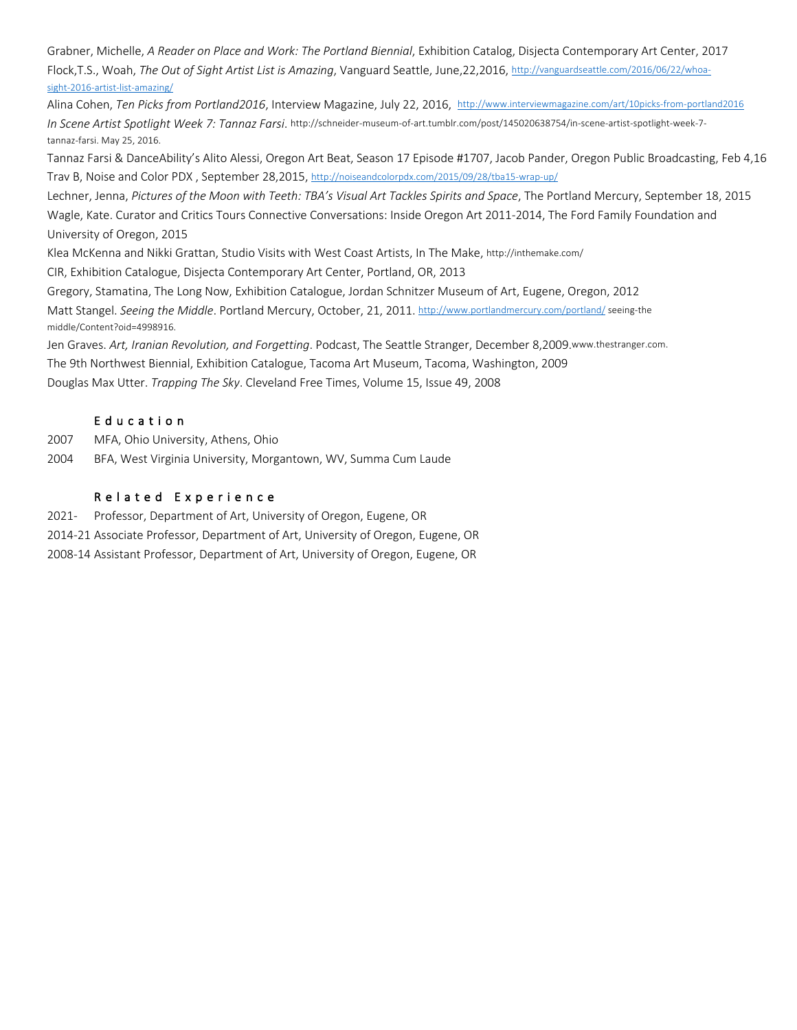Grabner, Michelle, *A Reader on Place and Work: The Portland Biennial*, Exhibition Catalog, Disjecta Contemporary Art Center, 2017

Flock,T.S., Woah, *The Out of Sight Artist List is Amazing*, Vanguard Seattle, June,22,2016, http://vanguardseattle.com/2016/06/22/whoa-sight-2016-artist-list-amazing/

Alina Cohen, *Ten Picks from Portland2016*, Interview Magazine, July 22, 2016, http://www.interviewmagazine.com/art/10picks-from-portland2016

*In Scene Artist Spotlight Week 7: Tannaz Farsi*. http://schneider-museum-of-art.tumblr.com/post/145020638754/in-scene-artist-spotlight-week-7-tannaz-farsi. May 25, 2016.

Tannaz Farsi & DanceAbility's Alito Alessi, Oregon Art Beat, Season 17 Episode #1707, Jacob Pander, Oregon Public Broadcasting, Feb 4,16

Trav B, Noise and Color PDX , September 28,2015, http://noiseandcolorpdx.com/2015/09/28/tba15-wrap-up/

Lechner, Jenna, *Pictures of the Moon with Teeth: TBA's Visual Art Tackles Spirits and Space*, The Portland Mercury, September 18, 2015

Wagle, Kate. Curator and Critics Tours Connective Conversations: Inside Oregon Art 2011-2014, The Ford Family Foundation and University of Oregon, 2015

Klea McKenna and Nikki Grattan, Studio Visits with West Coast Artists, In The Make, http://inthemake.com/

CIR, Exhibition Catalogue, Disjecta Contemporary Art Center, Portland, OR, 2013

Gregory, Stamatina, The Long Now, Exhibition Catalogue, Jordan Schnitzer Museum of Art, Eugene, Oregon, 2012

Matt Stangel. *Seeing the Middle*. Portland Mercury, October, 21, 2011. http://www.portlandmercury.com/portland/ seeing-the middle/Content?oid=4998916.

Jen Graves. *Art, Iranian Revolution, and Forgetting*. Podcast, The Seattle Stranger, December 8,2009.www.thestranger.com.

The 9th Northwest Biennial, Exhibition Catalogue, Tacoma Art Museum, Tacoma, Washington, 2009

Douglas Max Utter. *Trapping The Sky*. Cleveland Free Times, Volume 15, Issue 49, 2008

## Education

2007 MFA, Ohio University, Athens, Ohio

2004 BFA, West Virginia University, Morgantown, WV, Summa Cum Laude

## Related Experience

2021- Professor, Department of Art, University of Oregon, Eugene, OR

2014-21 Associate Professor, Department of Art, University of Oregon, Eugene, OR

2008-14 Assistant Professor, Department of Art, University of Oregon, Eugene, OR